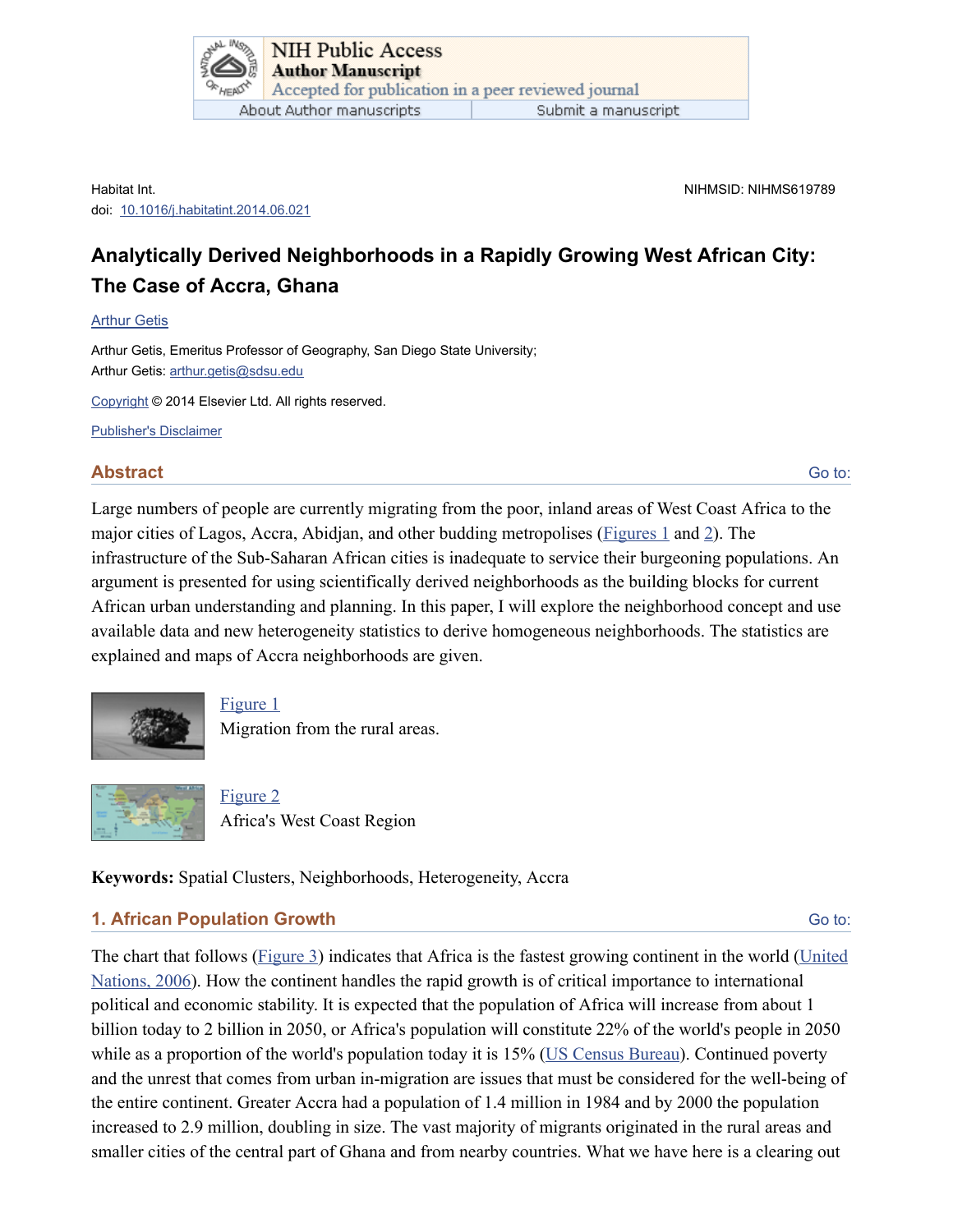Habitat Int.
doi: 10.1016/j.habitatint.2014.06.021

NIHMSID: NIHMS619789

# Analytically Derived Neighborhoods in a Rapidly Growing West African City: The Case of Accra, Ghana

Arthur Getis

Arthur Getis, Emeritus Professor of Geography, San Diego State University;
Arthur Getis: arthur.getis@sdsu.edu

Copyright © 2014 Elsevier Ltd. All rights reserved.

Publisher's Disclaimer

## Abstract

Large numbers of people are currently migrating from the poor, inland areas of West Coast Africa to the major cities of Lagos, Accra, Abidjan, and other budding metropolises (Figures 1 and 2). The infrastructure of the Sub-Saharan African cities is inadequate to service their burgeoning populations. An argument is presented for using scientifically derived neighborhoods as the building blocks for current African urban understanding and planning. In this paper, I will explore the neighborhood concept and use available data and new heterogeneity statistics to derive homogeneous neighborhoods. The statistics are explained and maps of Accra neighborhoods are given.

Figure 1
Migration from the rural areas.

Figure 2
Africa's West Coast Region

**Keywords:** Spatial Clusters, Neighborhoods, Heterogeneity, Accra

## 1. African Population Growth

The chart that follows (Figure 3) indicates that Africa is the fastest growing continent in the world (United Nations, 2006). How the continent handles the rapid growth is of critical importance to international political and economic stability. It is expected that the population of Africa will increase from about 1 billion today to 2 billion in 2050, or Africa's population will constitute 22% of the world's people in 2050 while as a proportion of the world's population today it is 15% (US Census Bureau). Continued poverty and the unrest that comes from urban in-migration are issues that must be considered for the well-being of the entire continent. Greater Accra had a population of 1.4 million in 1984 and by 2000 the population increased to 2.9 million, doubling in size. The vast majority of migrants originated in the rural areas and smaller cities of the central part of Ghana and from nearby countries. What we have here is a clearing out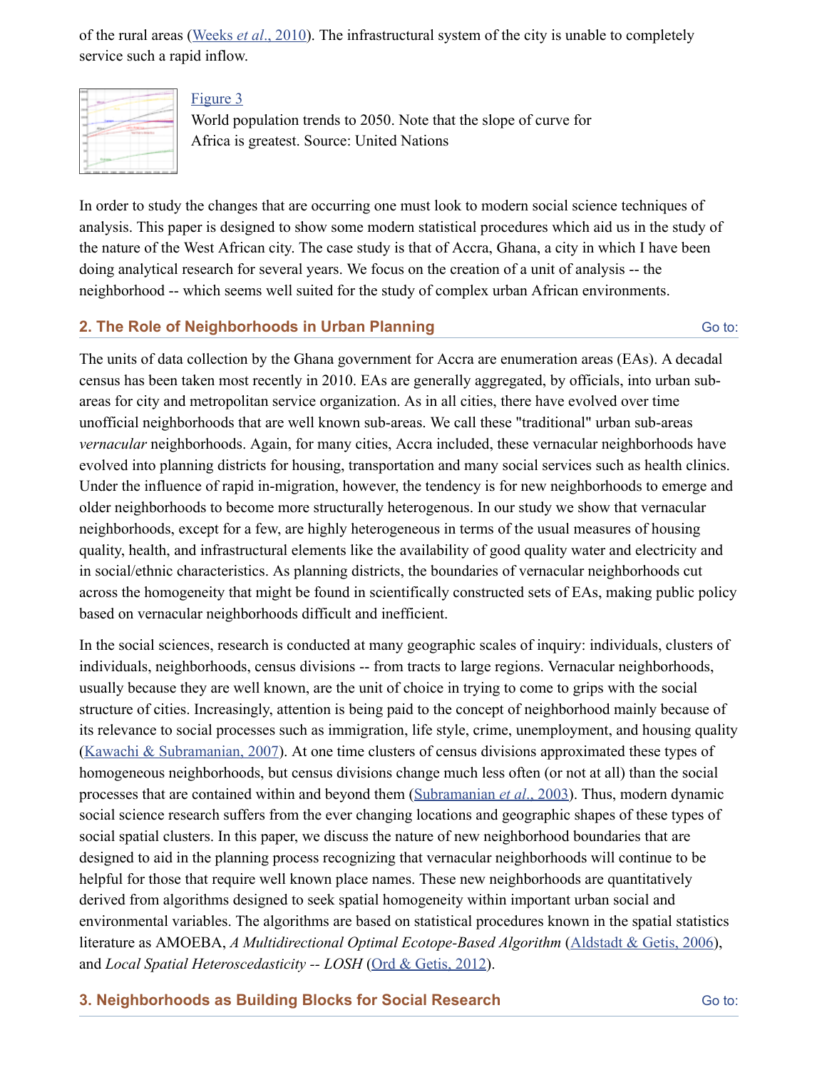of the rural areas (Weeks *et al*., 2010). The infrastructural system of the city is unable to completely service such a rapid inflow.

Figure 3
World population trends to 2050. Note that the slope of curve for Africa is greatest. Source: United Nations

In order to study the changes that are occurring one must look to modern social science techniques of analysis. This paper is designed to show some modern statistical procedures which aid us in the study of the nature of the West African city. The case study is that of Accra, Ghana, a city in which I have been doing analytical research for several years. We focus on the creation of a unit of analysis -- the neighborhood -- which seems well suited for the study of complex urban African environments.

## 2. The Role of Neighborhoods in Urban Planning

The units of data collection by the Ghana government for Accra are enumeration areas (EAs). A decadal census has been taken most recently in 2010. EAs are generally aggregated, by officials, into urban sub-areas for city and metropolitan service organization. As in all cities, there have evolved over time unofficial neighborhoods that are well known sub-areas. We call these "traditional" urban sub-areas *vernacular* neighborhoods. Again, for many cities, Accra included, these vernacular neighborhoods have evolved into planning districts for housing, transportation and many social services such as health clinics. Under the influence of rapid in-migration, however, the tendency is for new neighborhoods to emerge and older neighborhoods to become more structurally heterogenous. In our study we show that vernacular neighborhoods, except for a few, are highly heterogeneous in terms of the usual measures of housing quality, health, and infrastructural elements like the availability of good quality water and electricity and in social/ethnic characteristics. As planning districts, the boundaries of vernacular neighborhoods cut across the homogeneity that might be found in scientifically constructed sets of EAs, making public policy based on vernacular neighborhoods difficult and inefficient.

In the social sciences, research is conducted at many geographic scales of inquiry: individuals, clusters of individuals, neighborhoods, census divisions -- from tracts to large regions. Vernacular neighborhoods, usually because they are well known, are the unit of choice in trying to come to grips with the social structure of cities. Increasingly, attention is being paid to the concept of neighborhood mainly because of its relevance to social processes such as immigration, life style, crime, unemployment, and housing quality (Kawachi & Subramanian, 2007). At one time clusters of census divisions approximated these types of homogeneous neighborhoods, but census divisions change much less often (or not at all) than the social processes that are contained within and beyond them (Subramanian *et al*., 2003). Thus, modern dynamic social science research suffers from the ever changing locations and geographic shapes of these types of social spatial clusters. In this paper, we discuss the nature of new neighborhood boundaries that are designed to aid in the planning process recognizing that vernacular neighborhoods will continue to be helpful for those that require well known place names. These new neighborhoods are quantitatively derived from algorithms designed to seek spatial homogeneity within important urban social and environmental variables. The algorithms are based on statistical procedures known in the spatial statistics literature as AMOEBA, *A Multidirectional Optimal Ecotope-Based Algorithm* (Aldstadt & Getis, 2006), and *Local Spatial Heteroscedasticity -- LOSH* (Ord & Getis, 2012).

## 3. Neighborhoods as Building Blocks for Social Research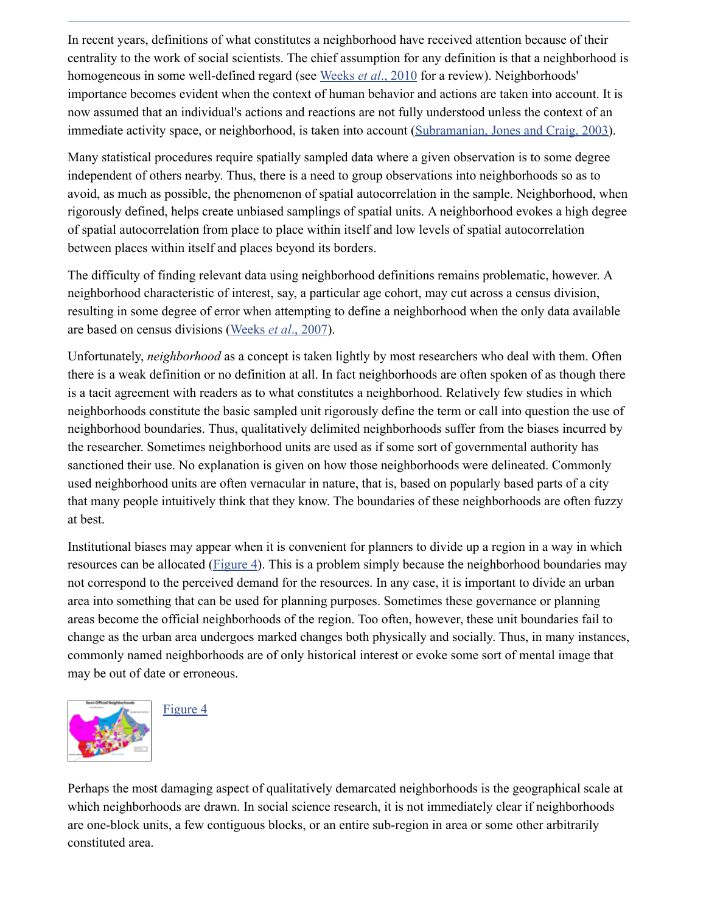In recent years, definitions of what constitutes a neighborhood have received attention because of their centrality to the work of social scientists. The chief assumption for any definition is that a neighborhood is homogeneous in some well-defined regard (see Weeks *et al*., 2010 for a review). Neighborhoods' importance becomes evident when the context of human behavior and actions are taken into account. It is now assumed that an individual's actions and reactions are not fully understood unless the context of an immediate activity space, or neighborhood, is taken into account (Subramanian, Jones and Craig, 2003).

Many statistical procedures require spatially sampled data where a given observation is to some degree independent of others nearby. Thus, there is a need to group observations into neighborhoods so as to avoid, as much as possible, the phenomenon of spatial autocorrelation in the sample. Neighborhood, when rigorously defined, helps create unbiased samplings of spatial units. A neighborhood evokes a high degree of spatial autocorrelation from place to place within itself and low levels of spatial autocorrelation between places within itself and places beyond its borders.

The difficulty of finding relevant data using neighborhood definitions remains problematic, however. A neighborhood characteristic of interest, say, a particular age cohort, may cut across a census division, resulting in some degree of error when attempting to define a neighborhood when the only data available are based on census divisions (Weeks *et al*., 2007).

Unfortunately, *neighborhood* as a concept is taken lightly by most researchers who deal with them. Often there is a weak definition or no definition at all. In fact neighborhoods are often spoken of as though there is a tacit agreement with readers as to what constitutes a neighborhood. Relatively few studies in which neighborhoods constitute the basic sampled unit rigorously define the term or call into question the use of neighborhood boundaries. Thus, qualitatively delimited neighborhoods suffer from the biases incurred by the researcher. Sometimes neighborhood units are used as if some sort of governmental authority has sanctioned their use. No explanation is given on how those neighborhoods were delineated. Commonly used neighborhood units are often vernacular in nature, that is, based on popularly based parts of a city that many people intuitively think that they know. The boundaries of these neighborhoods are often fuzzy at best.

Institutional biases may appear when it is convenient for planners to divide up a region in a way in which resources can be allocated (Figure 4). This is a problem simply because the neighborhood boundaries may not correspond to the perceived demand for the resources. In any case, it is important to divide an urban area into something that can be used for planning purposes. Sometimes these governance or planning areas become the official neighborhoods of the region. Too often, however, these unit boundaries fail to change as the urban area undergoes marked changes both physically and socially. Thus, in many instances, commonly named neighborhoods are of only historical interest or evoke some sort of mental image that may be out of date or erroneous.

Figure 4

Perhaps the most damaging aspect of qualitatively demarcated neighborhoods is the geographical scale at which neighborhoods are drawn. In social science research, it is not immediately clear if neighborhoods are one-block units, a few contiguous blocks, or an entire sub-region in area or some other arbitrarily constituted area.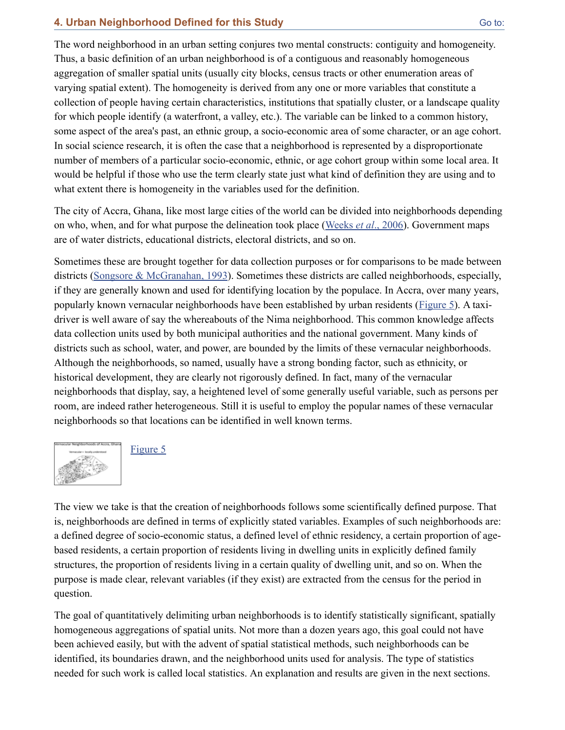## 4. Urban Neighborhood Defined for this Study

The word neighborhood in an urban setting conjures two mental constructs: contiguity and homogeneity. Thus, a basic definition of an urban neighborhood is of a contiguous and reasonably homogeneous aggregation of smaller spatial units (usually city blocks, census tracts or other enumeration areas of varying spatial extent). The homogeneity is derived from any one or more variables that constitute a collection of people having certain characteristics, institutions that spatially cluster, or a landscape quality for which people identify (a waterfront, a valley, etc.). The variable can be linked to a common history, some aspect of the area's past, an ethnic group, a socio-economic area of some character, or an age cohort. In social science research, it is often the case that a neighborhood is represented by a disproportionate number of members of a particular socio-economic, ethnic, or age cohort group within some local area. It would be helpful if those who use the term clearly state just what kind of definition they are using and to what extent there is homogeneity in the variables used for the definition.

The city of Accra, Ghana, like most large cities of the world can be divided into neighborhoods depending on who, when, and for what purpose the delineation took place (Weeks *et al*., 2006). Government maps are of water districts, educational districts, electoral districts, and so on.

Sometimes these are brought together for data collection purposes or for comparisons to be made between districts (Songsore & McGranahan, 1993). Sometimes these districts are called neighborhoods, especially, if they are generally known and used for identifying location by the populace. In Accra, over many years, popularly known vernacular neighborhoods have been established by urban residents (Figure 5). A taxi-driver is well aware of say the whereabouts of the Nima neighborhood. This common knowledge affects data collection units used by both municipal authorities and the national government. Many kinds of districts such as school, water, and power, are bounded by the limits of these vernacular neighborhoods. Although the neighborhoods, so named, usually have a strong bonding factor, such as ethnicity, or historical development, they are clearly not rigorously defined. In fact, many of the vernacular neighborhoods that display, say, a heightened level of some generally useful variable, such as persons per room, are indeed rather heterogeneous. Still it is useful to employ the popular names of these vernacular neighborhoods so that locations can be identified in well known terms.

Figure 5

The view we take is that the creation of neighborhoods follows some scientifically defined purpose. That is, neighborhoods are defined in terms of explicitly stated variables. Examples of such neighborhoods are: a defined degree of socio-economic status, a defined level of ethnic residency, a certain proportion of age-based residents, a certain proportion of residents living in dwelling units in explicitly defined family structures, the proportion of residents living in a certain quality of dwelling unit, and so on. When the purpose is made clear, relevant variables (if they exist) are extracted from the census for the period in question.

The goal of quantitatively delimiting urban neighborhoods is to identify statistically significant, spatially homogeneous aggregations of spatial units. Not more than a dozen years ago, this goal could not have been achieved easily, but with the advent of spatial statistical methods, such neighborhoods can be identified, its boundaries drawn, and the neighborhood units used for analysis. The type of statistics needed for such work is called local statistics. An explanation and results are given in the next sections.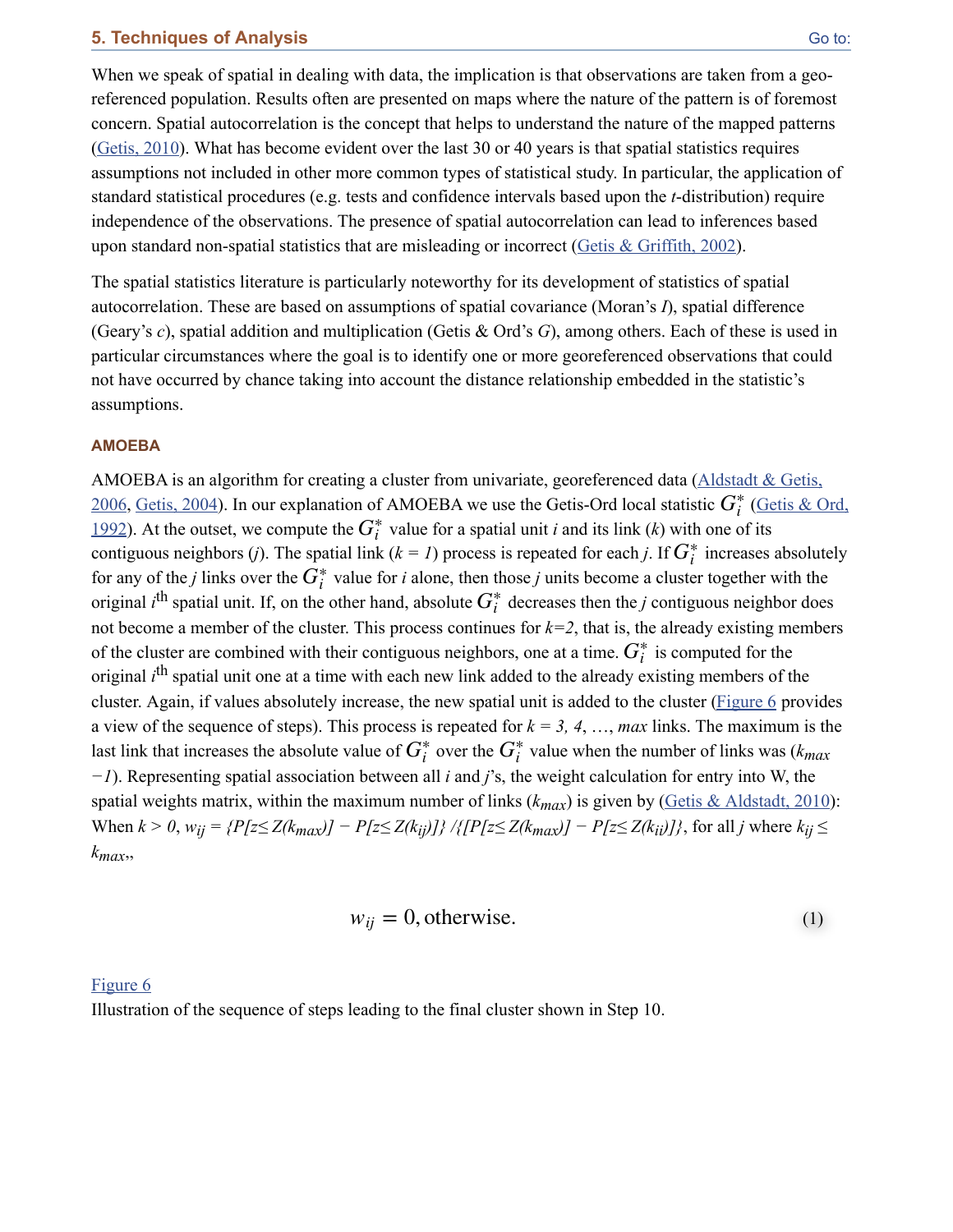## 5. Techniques of Analysis

When we speak of spatial in dealing with data, the implication is that observations are taken from a geo-referenced population. Results often are presented on maps where the nature of the pattern is of foremost concern. Spatial autocorrelation is the concept that helps to understand the nature of the mapped patterns (Getis, 2010). What has become evident over the last 30 or 40 years is that spatial statistics requires assumptions not included in other more common types of statistical study. In particular, the application of standard statistical procedures (e.g. tests and confidence intervals based upon the *t*-distribution) require independence of the observations. The presence of spatial autocorrelation can lead to inferences based upon standard non-spatial statistics that are misleading or incorrect (Getis & Griffith, 2002).

The spatial statistics literature is particularly noteworthy for its development of statistics of spatial autocorrelation. These are based on assumptions of spatial covariance (Moran's *I*), spatial difference (Geary's *c*), spatial addition and multiplication (Getis & Ord's *G*), among others. Each of these is used in particular circumstances where the goal is to identify one or more georeferenced observations that could not have occurred by chance taking into account the distance relationship embedded in the statistic's assumptions.

### AMOEBA

AMOEBA is an algorithm for creating a cluster from univariate, georeferenced data (Aldstadt & Getis, 2006, Getis, 2004). In our explanation of AMOEBA we use the Getis-Ord local statistic $G_i^*$ (Getis & Ord, 1992). At the outset, we compute the $G_i^*$ value for a spatial unit *i* and its link (*k*) with one of its contiguous neighbors (*j*). The spatial link ($k = 1$) process is repeated for each *j*. If $G_i^*$ increases absolutely for any of the *j* links over the $G_i^*$ value for *i* alone, then those *j* units become a cluster together with the original $i^{th}$ spatial unit. If, on the other hand, absolute $G_i^*$ decreases then the *j* contiguous neighbor does not become a member of the cluster. This process continues for $k=2$, that is, the already existing members of the cluster are combined with their contiguous neighbors, one at a time. $G_i^*$ is computed for the original $i^{th}$ spatial unit one at a time with each new link added to the already existing members of the cluster. Again, if values absolutely increase, the new spatial unit is added to the cluster (Figure 6 provides a view of the sequence of steps). This process is repeated for $k = 3, 4, \ldots, max$ links. The maximum is the last link that increases the absolute value of $G_i^*$ over the $G_i^*$ value when the number of links was ($k_{max} - 1$). Representing spatial association between all *i* and *j*'s, the weight calculation for entry into W, the spatial weights matrix, within the maximum number of links ($k_{max}$) is given by (Getis & Aldstadt, 2010): When $k > 0$, $w_{ij} = \{P[z \leq Z(k_{max})] - P[z \leq Z(k_{ij})]\} / \{[P[z \leq Z(k_{max})] - P[z \leq Z(k_{ii})]\}$, for all *j* where $k_{ij} \leq k_{max}$,,

$$w_{ij} = 0, \text{otherwise.} \tag{1}$$

Figure 6

Illustration of the sequence of steps leading to the final cluster shown in Step 10.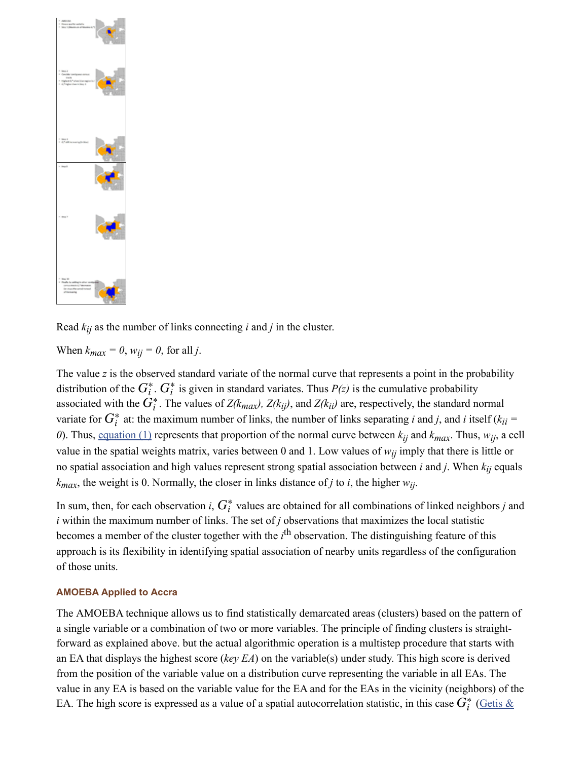Read $k_{ij}$ as the number of links connecting *i* and *j* in the cluster.

When $k_{max} = 0$, $w_{ij} = 0$, for all *j*.

The value *z* is the observed standard variate of the normal curve that represents a point in the probability distribution of the $G_i^*$. $G_i^*$ is given in standard variates. Thus *P(z)* is the cumulative probability associated with the $G_i^*$. The values of $Z(k_{max})$, $Z(k_{ij})$, and $Z(k_{ii})$ are, respectively, the standard normal variate for $G_i^*$ at: the maximum number of links, the number of links separating *i* and *j*, and *i* itself ($k_{ii} = 0$). Thus, equation (1) represents that proportion of the normal curve between $k_{ij}$ and $k_{max}$. Thus, $w_{ij}$, a cell value in the spatial weights matrix, varies between 0 and 1. Low values of $w_{ij}$ imply that there is little or no spatial association and high values represent strong spatial association between *i* and *j*. When $k_{ij}$ equals $k_{max}$, the weight is 0. Normally, the closer in links distance of *j* to *i*, the higher $w_{ij}$.

In sum, then, for each observation *i*, $G_i^*$ values are obtained for all combinations of linked neighbors *j* and *i* within the maximum number of links. The set of *j* observations that maximizes the local statistic becomes a member of the cluster together with the $i^{\text{th}}$ observation. The distinguishing feature of this approach is its flexibility in identifying spatial association of nearby units regardless of the configuration of those units.

#### AMOEBA Applied to Accra

The AMOEBA technique allows us to find statistically demarcated areas (clusters) based on the pattern of a single variable or a combination of two or more variables. The principle of finding clusters is straight-forward as explained above. but the actual algorithmic operation is a multistep procedure that starts with an EA that displays the highest score (*key EA*) on the variable(s) under study. This high score is derived from the position of the variable value on a distribution curve representing the variable in all EAs. The value in any EA is based on the variable value for the EA and for the EAs in the vicinity (neighbors) of the EA. The high score is expressed as a value of a spatial autocorrelation statistic, in this case $G_i^*$ (Getis &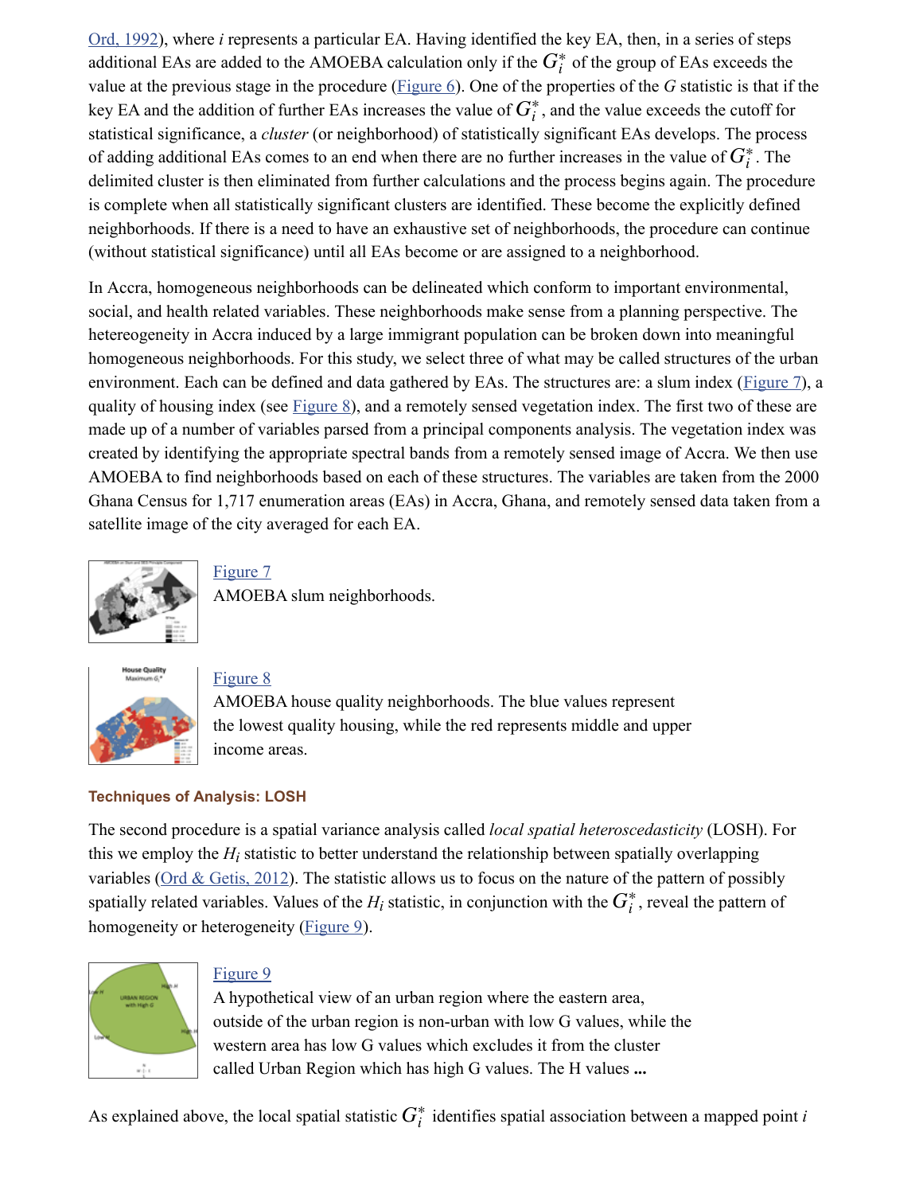Ord, 1992), where $i$ represents a particular EA. Having identified the key EA, then, in a series of steps additional EAs are added to the AMOEBA calculation only if the $G_i^*$ of the group of EAs exceeds the value at the previous stage in the procedure (Figure 6). One of the properties of the $G$ statistic is that if the key EA and the addition of further EAs increases the value of $G_i^*$, and the value exceeds the cutoff for statistical significance, a *cluster* (or neighborhood) of statistically significant EAs develops. The process of adding additional EAs comes to an end when there are no further increases in the value of $G_i^*$. The delimited cluster is then eliminated from further calculations and the process begins again. The procedure is complete when all statistically significant clusters are identified. These become the explicitly defined neighborhoods. If there is a need to have an exhaustive set of neighborhoods, the procedure can continue (without statistical significance) until all EAs become or are assigned to a neighborhood.

In Accra, homogeneous neighborhoods can be delineated which conform to important environmental, social, and health related variables. These neighborhoods make sense from a planning perspective. The hetereogeneity in Accra induced by a large immigrant population can be broken down into meaningful homogeneous neighborhoods. For this study, we select three of what may be called structures of the urban environment. Each can be defined and data gathered by EAs. The structures are: a slum index (Figure 7), a quality of housing index (see Figure 8), and a remotely sensed vegetation index. The first two of these are made up of a number of variables parsed from a principal components analysis. The vegetation index was created by identifying the appropriate spectral bands from a remotely sensed image of Accra. We then use AMOEBA to find neighborhoods based on each of these structures. The variables are taken from the 2000 Ghana Census for 1,717 enumeration areas (EAs) in Accra, Ghana, and remotely sensed data taken from a satellite image of the city averaged for each EA.

Figure 7

AMOEBA slum neighborhoods.

Figure 8

AMOEBA house quality neighborhoods. The blue values represent the lowest quality housing, while the red represents middle and upper income areas.

### Techniques of Analysis: LOSH

The second procedure is a spatial variance analysis called *local spatial heteroscedasticity* (LOSH). For this we employ the $H_i$ statistic to better understand the relationship between spatially overlapping variables (Ord & Getis, 2012). The statistic allows us to focus on the nature of the pattern of possibly spatially related variables. Values of the $H_i$ statistic, in conjunction with the $G_i^*$, reveal the pattern of homogeneity or heterogeneity (Figure 9).

Figure 9

A hypothetical view of an urban region where the eastern area, outside of the urban region is non-urban with low G values, while the western area has low G values which excludes it from the cluster called Urban Region which has high G values. The H values **...**

As explained above, the local spatial statistic $G_i^*$ identifies spatial association between a mapped point $i$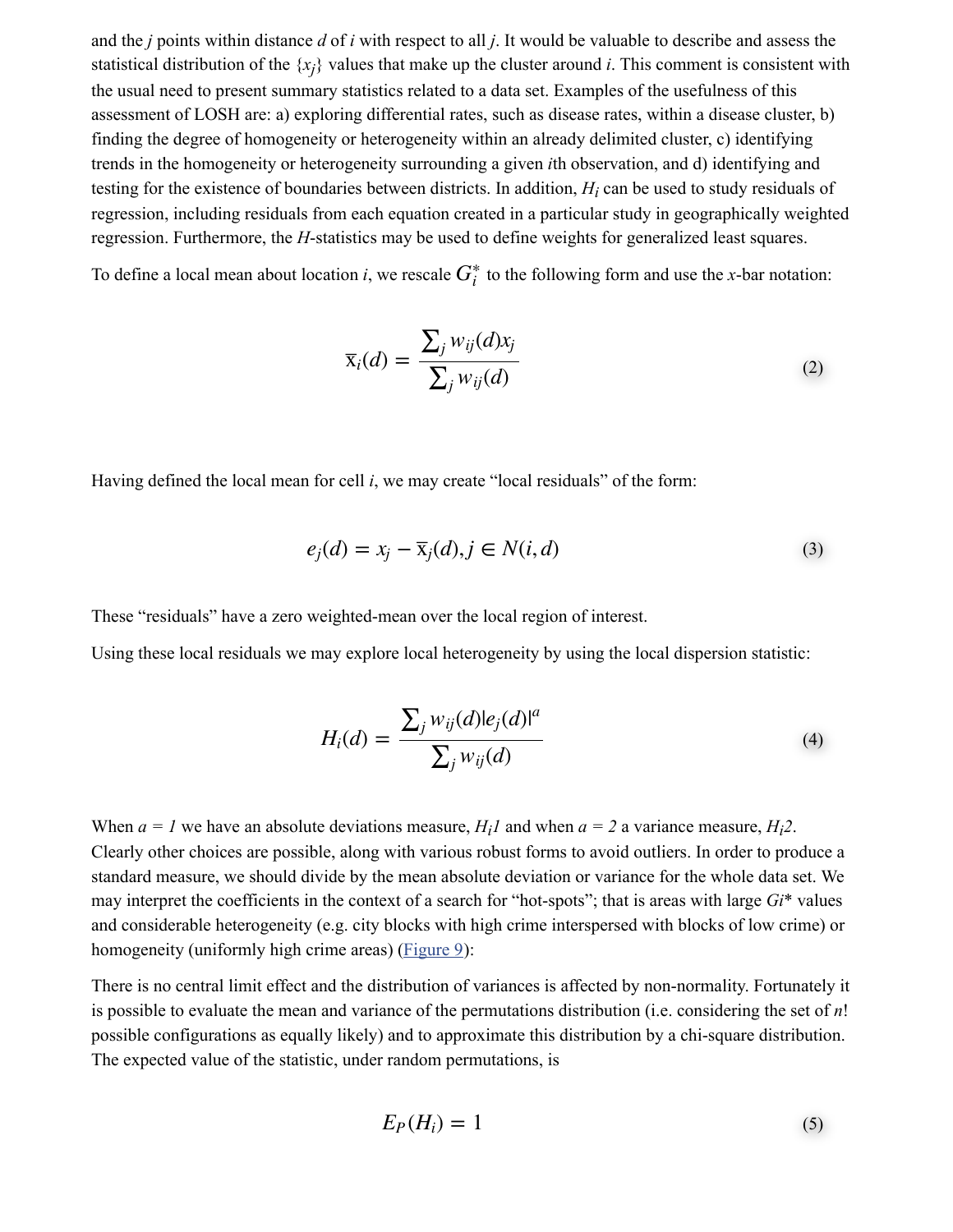and the $j$ points within distance $d$ of $i$ with respect to all $j$. It would be valuable to describe and assess the statistical distribution of the $\{x_j\}$ values that make up the cluster around $i$. This comment is consistent with the usual need to present summary statistics related to a data set. Examples of the usefulness of this assessment of LOSH are: a) exploring differential rates, such as disease rates, within a disease cluster, b) finding the degree of homogeneity or heterogeneity within an already delimited cluster, c) identifying trends in the homogeneity or heterogeneity surrounding a given $i$th observation, and d) identifying and testing for the existence of boundaries between districts. In addition, $H_i$ can be used to study residuals of regression, including residuals from each equation created in a particular study in geographically weighted regression. Furthermore, the *H*-statistics may be used to define weights for generalized least squares.

To define a local mean about location $i$, we rescale $G_i^*$ to the following form and use the *x*-bar notation:

$$\overline{x}_i(d) = \frac{\sum_j w_{ij}(d) x_j}{\sum_j w_{ij}(d)} \tag{2}$$

Having defined the local mean for cell $i$, we may create "local residuals" of the form:

$$e_j(d) = x_j - \overline{x}_j(d), j \in N(i, d) \tag{3}$$

These "residuals" have a zero weighted-mean over the local region of interest.

Using these local residuals we may explore local heterogeneity by using the local dispersion statistic:

$$H_i(d) = \frac{\sum_j w_{ij}(d) |e_j(d)|^a}{\sum_j w_{ij}(d)} \tag{4}$$

When $a = 1$ we have an absolute deviations measure, $H_i1$ and when $a = 2$ a variance measure, $H_i2$. Clearly other choices are possible, along with various robust forms to avoid outliers. In order to produce a standard measure, we should divide by the mean absolute deviation or variance for the whole data set. We may interpret the coefficients in the context of a search for "hot-spots"; that is areas with large $Gi^*$ values and considerable heterogeneity (e.g. city blocks with high crime interspersed with blocks of low crime) or homogeneity (uniformly high crime areas) (Figure 9):

There is no central limit effect and the distribution of variances is affected by non-normality. Fortunately it is possible to evaluate the mean and variance of the permutations distribution (i.e. considering the set of $n!$ possible configurations as equally likely) and to approximate this distribution by a chi-square distribution. The expected value of the statistic, under random permutations, is

$$E_P(H_i) = 1 \tag{5}$$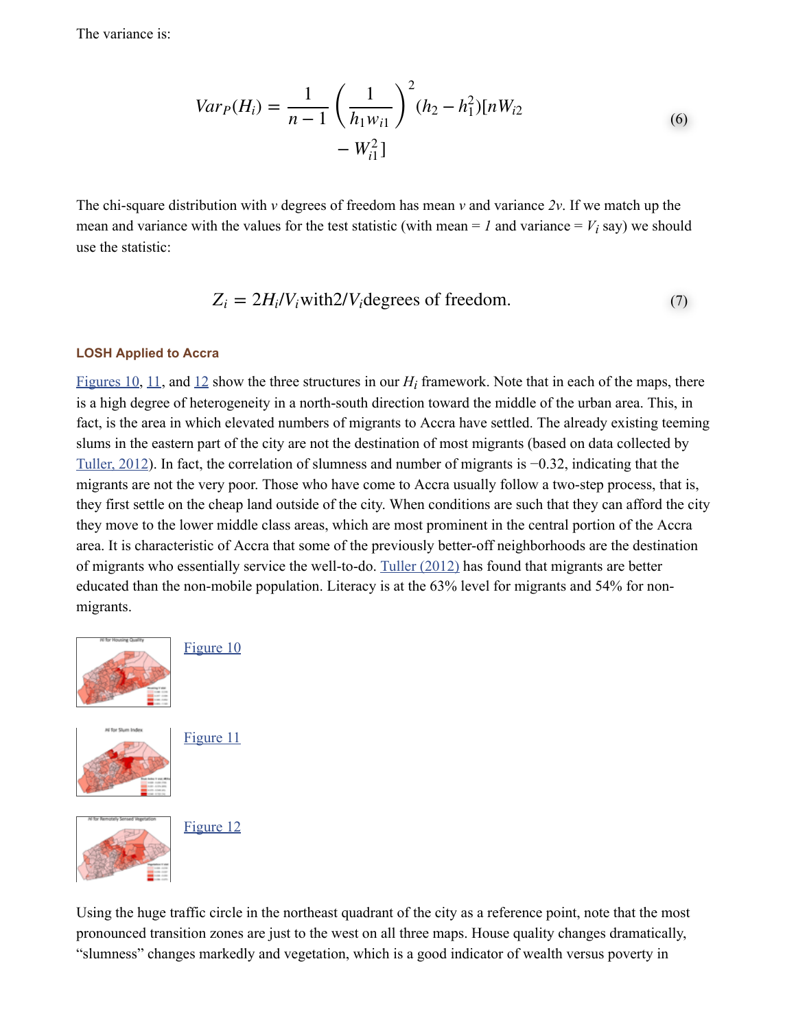The variance is:

$$Var_P(H_i) = \frac{1}{n-1}\left(\frac{1}{h_1 w_{i1}}\right)^2 (h_2 - h_1^2)[nW_{i2} - W_{i1}^2] \tag{6}$$

The chi-square distribution with *v* degrees of freedom has mean *v* and variance *2v*. If we match up the mean and variance with the values for the test statistic (with mean = *1* and variance = $V_i$ say) we should use the statistic:

$$Z_i = 2H_i/V_i \text{ with } 2/V_i \text{ degrees of freedom.} \tag{7}$$

### LOSH Applied to Accra

Figures 10, 11, and 12 show the three structures in our $H_i$ framework. Note that in each of the maps, there is a high degree of heterogeneity in a north-south direction toward the middle of the urban area. This, in fact, is the area in which elevated numbers of migrants to Accra have settled. The already existing teeming slums in the eastern part of the city are not the destination of most migrants (based on data collected by Tuller, 2012). In fact, the correlation of slumness and number of migrants is −0.32, indicating that the migrants are not the very poor. Those who have come to Accra usually follow a two-step process, that is, they first settle on the cheap land outside of the city. When conditions are such that they can afford the city they move to the lower middle class areas, which are most prominent in the central portion of the Accra area. It is characteristic of Accra that some of the previously better-off neighborhoods are the destination of migrants who essentially service the well-to-do. Tuller (2012) has found that migrants are better educated than the non-mobile population. Literacy is at the 63% level for migrants and 54% for non-migrants.

Figure 10

Figure 11

Figure 12

Using the huge traffic circle in the northeast quadrant of the city as a reference point, note that the most pronounced transition zones are just to the west on all three maps. House quality changes dramatically, "slumness" changes markedly and vegetation, which is a good indicator of wealth versus poverty in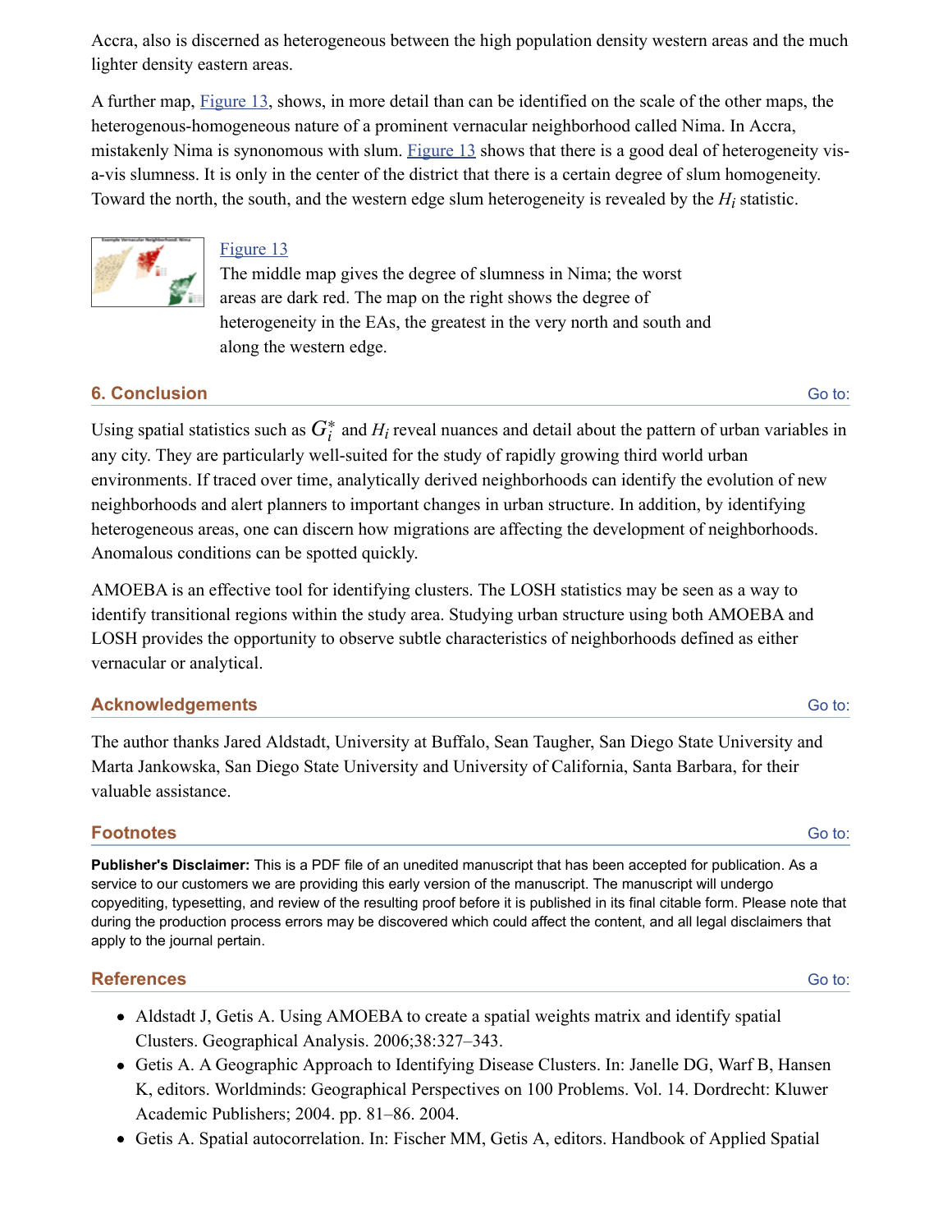Accra, also is discerned as heterogeneous between the high population density western areas and the much lighter density eastern areas.

A further map, Figure 13, shows, in more detail than can be identified on the scale of the other maps, the heterogenous-homogeneous nature of a prominent vernacular neighborhood called Nima. In Accra, mistakenly Nima is synonomous with slum. Figure 13 shows that there is a good deal of heterogeneity vis-a-vis slumness. It is only in the center of the district that there is a certain degree of slum homogeneity. Toward the north, the south, and the western edge slum heterogeneity is revealed by the $H_i$ statistic.

Figure 13

The middle map gives the degree of slumness in Nima; the worst areas are dark red. The map on the right shows the degree of heterogeneity in the EAs, the greatest in the very north and south and along the western edge.

## 6. Conclusion

Using spatial statistics such as $G_i^*$ and $H_i$ reveal nuances and detail about the pattern of urban variables in any city. They are particularly well-suited for the study of rapidly growing third world urban environments. If traced over time, analytically derived neighborhoods can identify the evolution of new neighborhoods and alert planners to important changes in urban structure. In addition, by identifying heterogeneous areas, one can discern how migrations are affecting the development of neighborhoods. Anomalous conditions can be spotted quickly.

AMOEBA is an effective tool for identifying clusters. The LOSH statistics may be seen as a way to identify transitional regions within the study area. Studying urban structure using both AMOEBA and LOSH provides the opportunity to observe subtle characteristics of neighborhoods defined as either vernacular or analytical.

## Acknowledgements

The author thanks Jared Aldstadt, University at Buffalo, Sean Taugher, San Diego State University and Marta Jankowska, San Diego State University and University of California, Santa Barbara, for their valuable assistance.

## Footnotes

**Publisher's Disclaimer:** This is a PDF file of an unedited manuscript that has been accepted for publication. As a service to our customers we are providing this early version of the manuscript. The manuscript will undergo copyediting, typesetting, and review of the resulting proof before it is published in its final citable form. Please note that during the production process errors may be discovered which could affect the content, and all legal disclaimers that apply to the journal pertain.

## References

- Aldstadt J, Getis A. Using AMOEBA to create a spatial weights matrix and identify spatial Clusters. Geographical Analysis. 2006;38:327–343.
- Getis A. A Geographic Approach to Identifying Disease Clusters. In: Janelle DG, Warf B, Hansen K, editors. Worldminds: Geographical Perspectives on 100 Problems. Vol. 14. Dordrecht: Kluwer Academic Publishers; 2004. pp. 81–86. 2004.
- Getis A. Spatial autocorrelation. In: Fischer MM, Getis A, editors. Handbook of Applied Spatial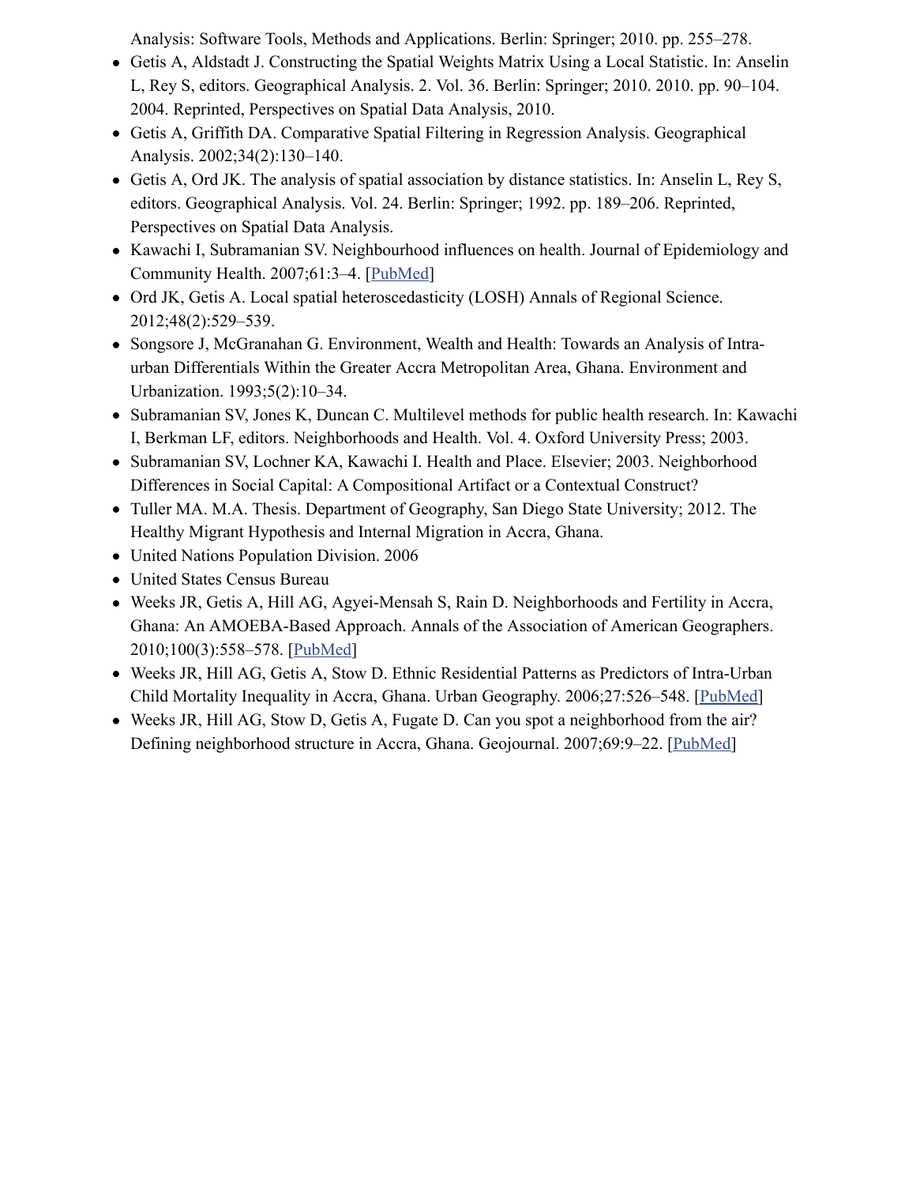Analysis: Software Tools, Methods and Applications. Berlin: Springer; 2010. pp. 255–278.

- Getis A, Aldstadt J. Constructing the Spatial Weights Matrix Using a Local Statistic. In: Anselin L, Rey S, editors. Geographical Analysis. 2. Vol. 36. Berlin: Springer; 2010. 2010. pp. 90–104. 2004. Reprinted, Perspectives on Spatial Data Analysis, 2010.
- Getis A, Griffith DA. Comparative Spatial Filtering in Regression Analysis. Geographical Analysis. 2002;34(2):130–140.
- Getis A, Ord JK. The analysis of spatial association by distance statistics. In: Anselin L, Rey S, editors. Geographical Analysis. Vol. 24. Berlin: Springer; 1992. pp. 189–206. Reprinted, Perspectives on Spatial Data Analysis.
- Kawachi I, Subramanian SV. Neighbourhood influences on health. Journal of Epidemiology and Community Health. 2007;61:3–4. [PubMed]
- Ord JK, Getis A. Local spatial heteroscedasticity (LOSH) Annals of Regional Science. 2012;48(2):529–539.
- Songsore J, McGranahan G. Environment, Wealth and Health: Towards an Analysis of Intra-urban Differentials Within the Greater Accra Metropolitan Area, Ghana. Environment and Urbanization. 1993;5(2):10–34.
- Subramanian SV, Jones K, Duncan C. Multilevel methods for public health research. In: Kawachi I, Berkman LF, editors. Neighborhoods and Health. Vol. 4. Oxford University Press; 2003.
- Subramanian SV, Lochner KA, Kawachi I. Health and Place. Elsevier; 2003. Neighborhood Differences in Social Capital: A Compositional Artifact or a Contextual Construct?
- Tuller MA. M.A. Thesis. Department of Geography, San Diego State University; 2012. The Healthy Migrant Hypothesis and Internal Migration in Accra, Ghana.
- United Nations Population Division. 2006
- United States Census Bureau
- Weeks JR, Getis A, Hill AG, Agyei-Mensah S, Rain D. Neighborhoods and Fertility in Accra, Ghana: An AMOEBA-Based Approach. Annals of the Association of American Geographers. 2010;100(3):558–578. [PubMed]
- Weeks JR, Hill AG, Getis A, Stow D. Ethnic Residential Patterns as Predictors of Intra-Urban Child Mortality Inequality in Accra, Ghana. Urban Geography. 2006;27:526–548. [PubMed]
- Weeks JR, Hill AG, Stow D, Getis A, Fugate D. Can you spot a neighborhood from the air? Defining neighborhood structure in Accra, Ghana. Geojournal. 2007;69:9–22. [PubMed]